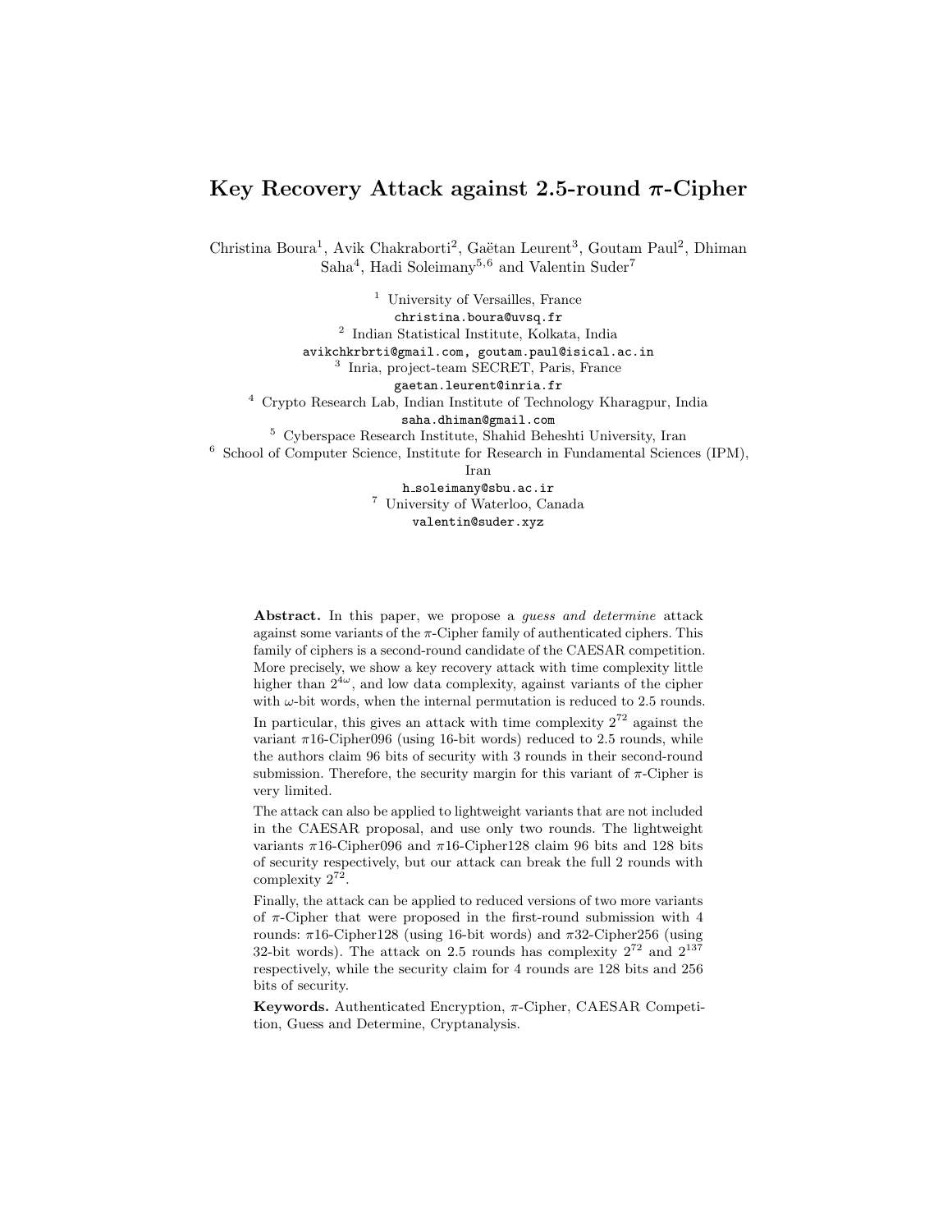# Key Recovery Attack against 2.5-round $\pi$-Cipher

Christina Boura[1], Avik Chakraborti[2], Gaëtan Leurent[3], Goutam Paul[2], Dhiman Saha[4], Hadi Soleimany[5,6] and Valentin Suder[7]

[1] University of Versailles, France
christina.boura@uvsq.fr

[2] Indian Statistical Institute, Kolkata, India
avikchkrbrti@gmail.com, goutam.paul@isical.ac.in

[3] Inria, project-team SECRET, Paris, France
gaetan.leurent@inria.fr

[4] Crypto Research Lab, Indian Institute of Technology Kharagpur, India
saha.dhiman@gmail.com

[5] Cyberspace Research Institute, Shahid Beheshti University, Iran

[6] School of Computer Science, Institute for Research in Fundamental Sciences (IPM), Iran
h_soleimany@sbu.ac.ir

[7] University of Waterloo, Canada
valentin@suder.xyz

**Abstract.** In this paper, we propose a *guess and determine* attack against some variants of the $\pi$-Cipher family of authenticated ciphers. This family of ciphers is a second-round candidate of the CAESAR competition. More precisely, we show a key recovery attack with time complexity little higher than $2^{4\omega}$, and low data complexity, against variants of the cipher with $\omega$-bit words, when the internal permutation is reduced to 2.5 rounds. In particular, this gives an attack with time complexity $2^{72}$ against the variant $\pi$16-Cipher096 (using 16-bit words) reduced to 2.5 rounds, while the authors claim 96 bits of security with 3 rounds in their second-round submission. Therefore, the security margin for this variant of $\pi$-Cipher is very limited.

The attack can also be applied to lightweight variants that are not included in the CAESAR proposal, and use only two rounds. The lightweight variants $\pi$16-Cipher096 and $\pi$16-Cipher128 claim 96 bits and 128 bits of security respectively, but our attack can break the full 2 rounds with complexity $2^{72}$.

Finally, the attack can be applied to reduced versions of two more variants of $\pi$-Cipher that were proposed in the first-round submission with 4 rounds: $\pi$16-Cipher128 (using 16-bit words) and $\pi$32-Cipher256 (using 32-bit words). The attack on 2.5 rounds has complexity $2^{72}$ and $2^{137}$ respectively, while the security claim for 4 rounds are 128 bits and 256 bits of security.

**Keywords.** Authenticated Encryption, $\pi$-Cipher, CAESAR Competition, Guess and Determine, Cryptanalysis.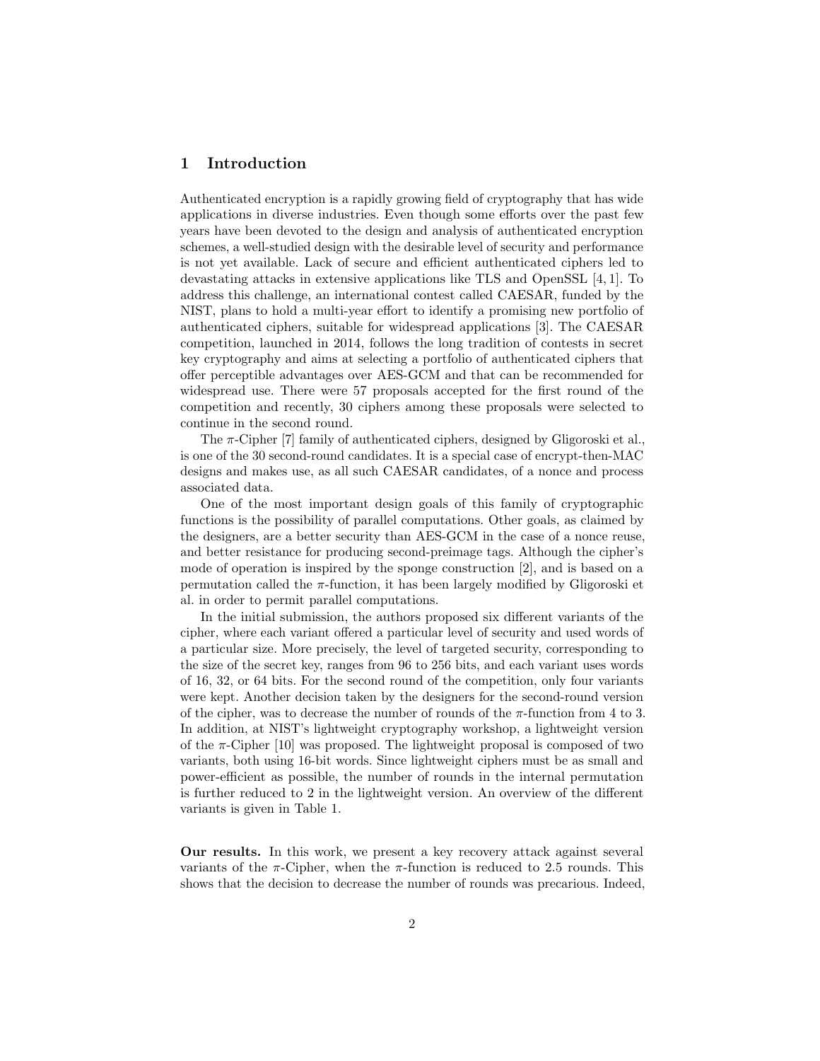## 1 Introduction

Authenticated encryption is a rapidly growing field of cryptography that has wide applications in diverse industries. Even though some efforts over the past few years have been devoted to the design and analysis of authenticated encryption schemes, a well-studied design with the desirable level of security and performance is not yet available. Lack of secure and efficient authenticated ciphers led to devastating attacks in extensive applications like TLS and OpenSSL [4, 1]. To address this challenge, an international contest called CAESAR, funded by the NIST, plans to hold a multi-year effort to identify a promising new portfolio of authenticated ciphers, suitable for widespread applications [3]. The CAESAR competition, launched in 2014, follows the long tradition of contests in secret key cryptography and aims at selecting a portfolio of authenticated ciphers that offer perceptible advantages over AES-GCM and that can be recommended for widespread use. There were 57 proposals accepted for the first round of the competition and recently, 30 ciphers among these proposals were selected to continue in the second round.

The $\pi$-Cipher [7] family of authenticated ciphers, designed by Gligoroski et al., is one of the 30 second-round candidates. It is a special case of encrypt-then-MAC designs and makes use, as all such CAESAR candidates, of a nonce and process associated data.

One of the most important design goals of this family of cryptographic functions is the possibility of parallel computations. Other goals, as claimed by the designers, are a better security than AES-GCM in the case of a nonce reuse, and better resistance for producing second-preimage tags. Although the cipher's mode of operation is inspired by the sponge construction [2], and is based on a permutation called the $\pi$-function, it has been largely modified by Gligoroski et al. in order to permit parallel computations.

In the initial submission, the authors proposed six different variants of the cipher, where each variant offered a particular level of security and used words of a particular size. More precisely, the level of targeted security, corresponding to the size of the secret key, ranges from 96 to 256 bits, and each variant uses words of 16, 32, or 64 bits. For the second round of the competition, only four variants were kept. Another decision taken by the designers for the second-round version of the cipher, was to decrease the number of rounds of the $\pi$-function from 4 to 3. In addition, at NIST's lightweight cryptography workshop, a lightweight version of the $\pi$-Cipher [10] was proposed. The lightweight proposal is composed of two variants, both using 16-bit words. Since lightweight ciphers must be as small and power-efficient as possible, the number of rounds in the internal permutation is further reduced to 2 in the lightweight version. An overview of the different variants is given in Table 1.

**Our results.** In this work, we present a key recovery attack against several variants of the $\pi$-Cipher, when the $\pi$-function is reduced to 2.5 rounds. This shows that the decision to decrease the number of rounds was precarious. Indeed,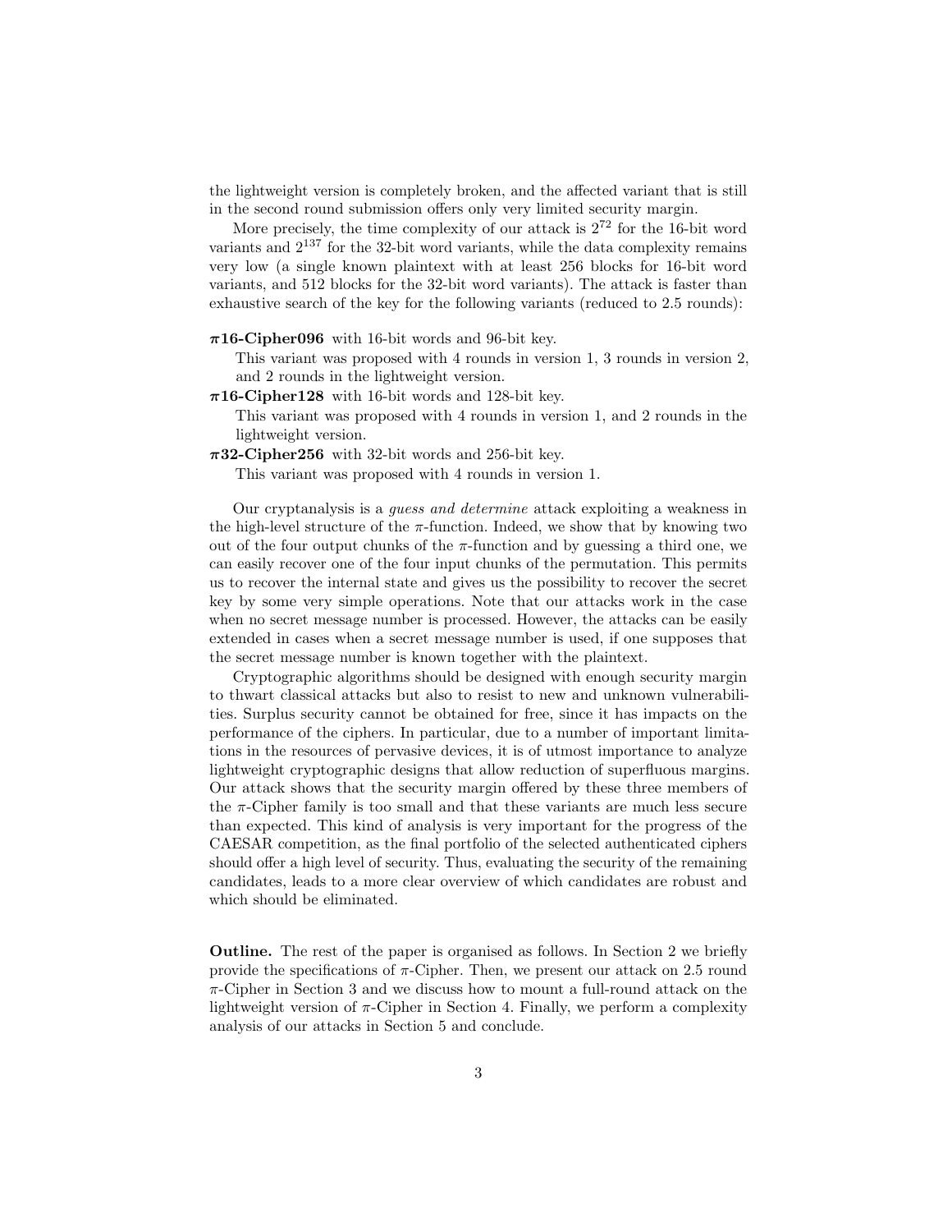the lightweight version is completely broken, and the affected variant that is still in the second round submission offers only very limited security margin.

More precisely, the time complexity of our attack is $2^{72}$ for the 16-bit word variants and $2^{137}$ for the 32-bit word variants, while the data complexity remains very low (a single known plaintext with at least 256 blocks for 16-bit word variants, and 512 blocks for the 32-bit word variants). The attack is faster than exhaustive search of the key for the following variants (reduced to 2.5 rounds):

**$\pi$16-Cipher096** with 16-bit words and 96-bit key.
: This variant was proposed with 4 rounds in version 1, 3 rounds in version 2, and 2 rounds in the lightweight version.

**$\pi$16-Cipher128** with 16-bit words and 128-bit key.
: This variant was proposed with 4 rounds in version 1, and 2 rounds in the lightweight version.

**$\pi$32-Cipher256** with 32-bit words and 256-bit key.
: This variant was proposed with 4 rounds in version 1.

Our cryptanalysis is a *guess and determine* attack exploiting a weakness in the high-level structure of the $\pi$-function. Indeed, we show that by knowing two out of the four output chunks of the $\pi$-function and by guessing a third one, we can easily recover one of the four input chunks of the permutation. This permits us to recover the internal state and gives us the possibility to recover the secret key by some very simple operations. Note that our attacks work in the case when no secret message number is processed. However, the attacks can be easily extended in cases when a secret message number is used, if one supposes that the secret message number is known together with the plaintext.

Cryptographic algorithms should be designed with enough security margin to thwart classical attacks but also to resist to new and unknown vulnerabilities. Surplus security cannot be obtained for free, since it has impacts on the performance of the ciphers. In particular, due to a number of important limitations in the resources of pervasive devices, it is of utmost importance to analyze lightweight cryptographic designs that allow reduction of superfluous margins. Our attack shows that the security margin offered by these three members of the $\pi$-Cipher family is too small and that these variants are much less secure than expected. This kind of analysis is very important for the progress of the CAESAR competition, as the final portfolio of the selected authenticated ciphers should offer a high level of security. Thus, evaluating the security of the remaining candidates, leads to a more clear overview of which candidates are robust and which should be eliminated.

**Outline.** The rest of the paper is organised as follows. In Section 2 we briefly provide the specifications of $\pi$-Cipher. Then, we present our attack on 2.5 round $\pi$-Cipher in Section 3 and we discuss how to mount a full-round attack on the lightweight version of $\pi$-Cipher in Section 4. Finally, we perform a complexity analysis of our attacks in Section 5 and conclude.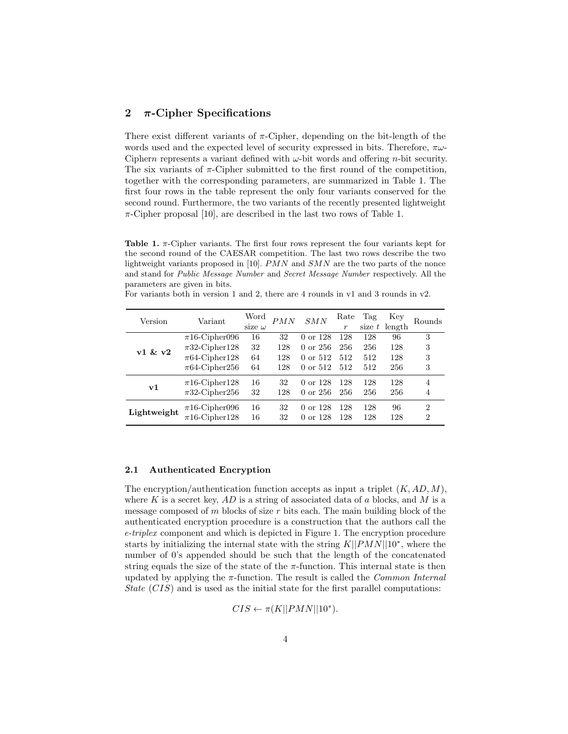## 2 π-Cipher Specifications

There exist different variants of π-Cipher, depending on the bit-length of the words used and the expected level of security expressed in bits. Therefore, $\pi\omega$-Cipher$n$ represents a variant defined with $\omega$-bit words and offering $n$-bit security. The six variants of π-Cipher submitted to the first round of the competition, together with the corresponding parameters, are summarized in Table 1. The first four rows in the table represent the only four variants conserved for the second round. Furthermore, the two variants of the recently presented lightweight π-Cipher proposal [10], are described in the last two rows of Table 1.

**Table 1.** π-Cipher variants. The first four rows represent the four variants kept for the second round of the CAESAR competition. The last two rows describe the two lightweight variants proposed in [10]. $PMN$ and $SMN$ are the two parts of the nonce and stand for *Public Message Number* and *Secret Message Number* respectively. All the parameters are given in bits.
For variants both in version 1 and 2, there are 4 rounds in v1 and 3 rounds in v2.

| Version | Variant | Word size $\omega$ | $PMN$ | $SMN$ | Rate $r$ | Tag size $t$ | Key length | Rounds |
|---|---|---|---|---|---|---|---|---|
| **v1 & v2** | π16-Cipher096 | 16 | 32 | 0 or 128 | 128 | 128 | 96 | 3 |
| | π32-Cipher128 | 32 | 128 | 0 or 256 | 256 | 256 | 128 | 3 |
| | π64-Cipher128 | 64 | 128 | 0 or 512 | 512 | 512 | 128 | 3 |
| | π64-Cipher256 | 64 | 128 | 0 or 512 | 512 | 512 | 256 | 3 |
| **v1** | π16-Cipher128 | 16 | 32 | 0 or 128 | 128 | 128 | 128 | 4 |
| | π32-Cipher256 | 32 | 128 | 0 or 256 | 256 | 256 | 256 | 4 |
| **Lightweight** | π16-Cipher096 | 16 | 32 | 0 or 128 | 128 | 128 | 96 | 2 |
| | π16-Cipher128 | 16 | 32 | 0 or 128 | 128 | 128 | 128 | 2 |

### 2.1 Authenticated Encryption

The encryption/authentication function accepts as input a triplet $(K, AD, M)$, where $K$ is a secret key, $AD$ is a string of associated data of $a$ blocks, and $M$ is a message composed of $m$ blocks of size $r$ bits each. The main building block of the authenticated encryption procedure is a construction that the authors call the *e-triplex* component and which is depicted in Figure 1. The encryption procedure starts by initializing the internal state with the string $K||PMN||10^*$, where the number of 0's appended should be such that the length of the concatenated string equals the size of the state of the π-function. This internal state is then updated by applying the π-function. The result is called the *Common Internal State* ($CIS$) and is used as the initial state for the first parallel computations:

$$CIS \leftarrow \pi(K||PMN||10^*).$$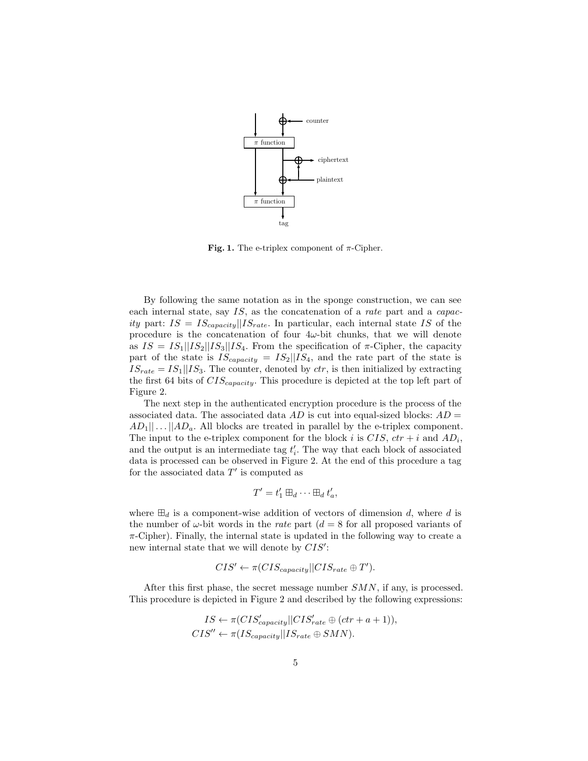**Fig. 1.** The e-triplex component of $\pi$-Cipher.

By following the same notation as in the sponge construction, we can see each internal state, say $IS$, as the concatenation of a *rate* part and a *capacity* part: $IS = IS_{capacity}||IS_{rate}$. In particular, each internal state $IS$ of the procedure is the concatenation of four $4\omega$-bit chunks, that we will denote as $IS = IS_1||IS_2||IS_3||IS_4$. From the specification of $\pi$-Cipher, the capacity part of the state is $IS_{capacity} = IS_2||IS_4$, and the rate part of the state is $IS_{rate} = IS_1||IS_3$. The counter, denoted by $ctr$, is then initialized by extracting the first 64 bits of $CIS_{capacity}$. This procedure is depicted at the top left part of Figure 2.

The next step in the authenticated encryption procedure is the process of the associated data. The associated data $AD$ is cut into equal-sized blocks: $AD = AD_1|| \dots ||AD_a$. All blocks are treated in parallel by the e-triplex component. The input to the e-triplex component for the block $i$ is $CIS$, $ctr + i$ and $AD_i$, and the output is an intermediate tag $t'_i$. The way that each block of associated data is processed can be observed in Figure 2. At the end of this procedure a tag for the associated data $T'$ is computed as

$$T' = t'_1 \boxplus_d \cdots \boxplus_d t'_a,$$

where $\boxplus_d$ is a component-wise addition of vectors of dimension $d$, where $d$ is the number of $\omega$-bit words in the *rate* part ($d = 8$ for all proposed variants of $\pi$-Cipher). Finally, the internal state is updated in the following way to create a new internal state that we will denote by $CIS'$:

$$CIS' \leftarrow \pi(CIS_{capacity}||CIS_{rate} \oplus T').$$

After this first phase, the secret message number $SMN$, if any, is processed. This procedure is depicted in Figure 2 and described by the following expressions:

$$IS \leftarrow \pi(CIS'_{capacity}||CIS'_{rate} \oplus (ctr + a + 1)),$$
$$CIS'' \leftarrow \pi(IS_{capacity}||IS_{rate} \oplus SMN).$$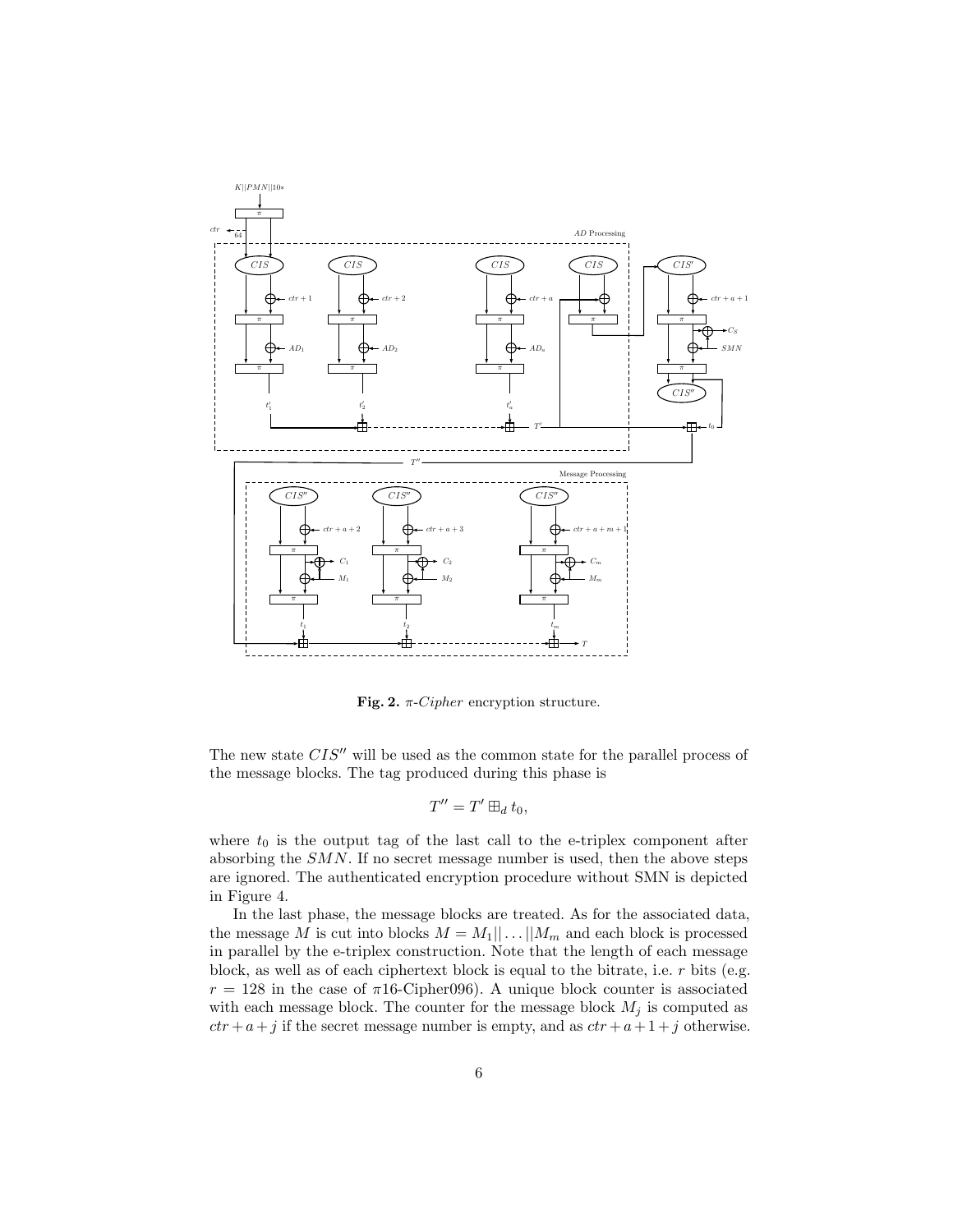**Fig. 2.** $\pi$-*Cipher* encryption structure.

The new state $CIS''$ will be used as the common state for the parallel process of the message blocks. The tag produced during this phase is

$$T'' = T' \boxplus_d t_0,$$

where $t_0$ is the output tag of the last call to the e-triplex component after absorbing the $SMN$. If no secret message number is used, then the above steps are ignored. The authenticated encryption procedure without SMN is depicted in Figure 4.

In the last phase, the message blocks are treated. As for the associated data, the message $M$ is cut into blocks $M = M_1||\ldots||M_m$ and each block is processed in parallel by the e-triplex construction. Note that the length of each message block, as well as of each ciphertext block is equal to the bitrate, i.e. $r$ bits (e.g. $r = 128$ in the case of $\pi$16-Cipher096). A unique block counter is associated with each message block. The counter for the message block $M_j$ is computed as $ctr + a + j$ if the secret message number is empty, and as $ctr + a + 1 + j$ otherwise.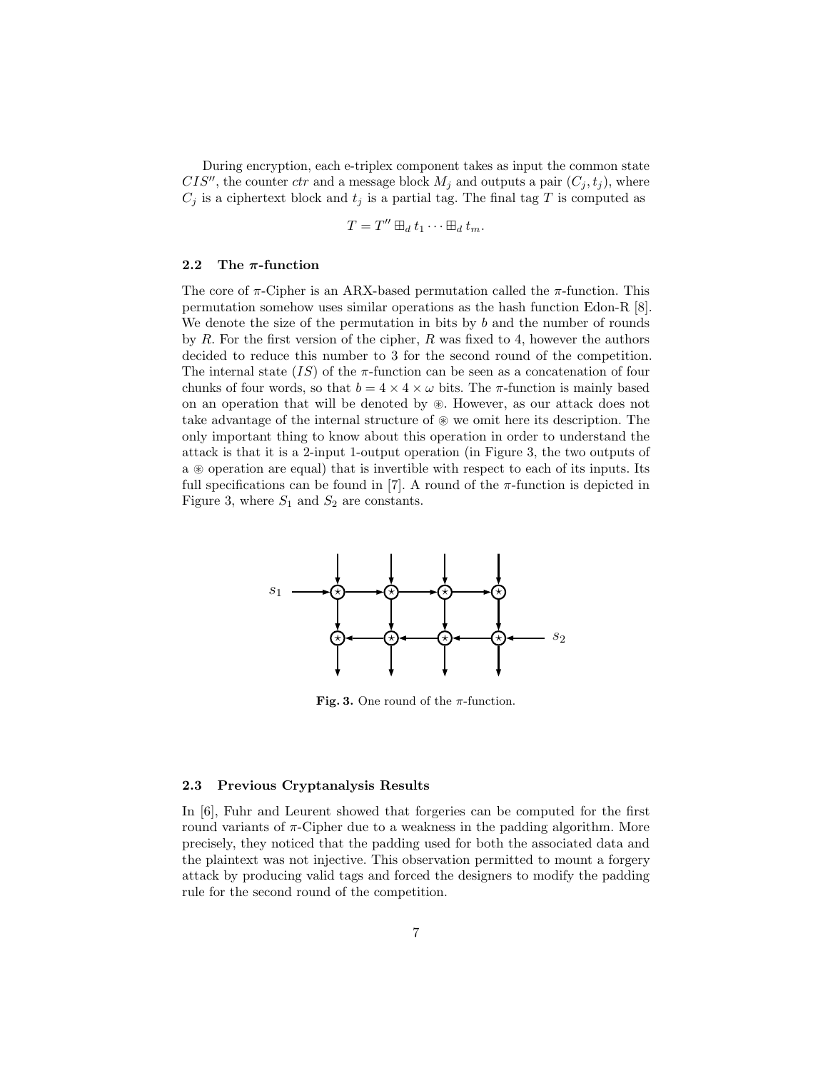During encryption, each e-triplex component takes as input the common state $CIS''$, the counter $ctr$ and a message block $M_j$ and outputs a pair $(C_j, t_j)$, where $C_j$ is a ciphertext block and $t_j$ is a partial tag. The final tag $T$ is computed as

$$T = T'' \boxplus_d t_1 \cdots \boxplus_d t_m.$$

### 2.2 The $\pi$-function

The core of $\pi$-Cipher is an ARX-based permutation called the $\pi$-function. This permutation somehow uses similar operations as the hash function Edon-R [8]. We denote the size of the permutation in bits by $b$ and the number of rounds by $R$. For the first version of the cipher, $R$ was fixed to 4, however the authors decided to reduce this number to 3 for the second round of the competition. The internal state ($IS$) of the $\pi$-function can be seen as a concatenation of four chunks of four words, so that $b = 4 \times 4 \times \omega$ bits. The $\pi$-function is mainly based on an operation that will be denoted by $\circledast$. However, as our attack does not take advantage of the internal structure of $\circledast$ we omit here its description. The only important thing to know about this operation in order to understand the attack is that it is a 2-input 1-output operation (in Figure 3, the two outputs of a $\circledast$ operation are equal) that is invertible with respect to each of its inputs. Its full specifications can be found in [7]. A round of the $\pi$-function is depicted in Figure 3, where $S_1$ and $S_2$ are constants.

**Fig. 3.** One round of the $\pi$-function.

### 2.3 Previous Cryptanalysis Results

In [6], Fuhr and Leurent showed that forgeries can be computed for the first round variants of $\pi$-Cipher due to a weakness in the padding algorithm. More precisely, they noticed that the padding used for both the associated data and the plaintext was not injective. This observation permitted to mount a forgery attack by producing valid tags and forced the designers to modify the padding rule for the second round of the competition.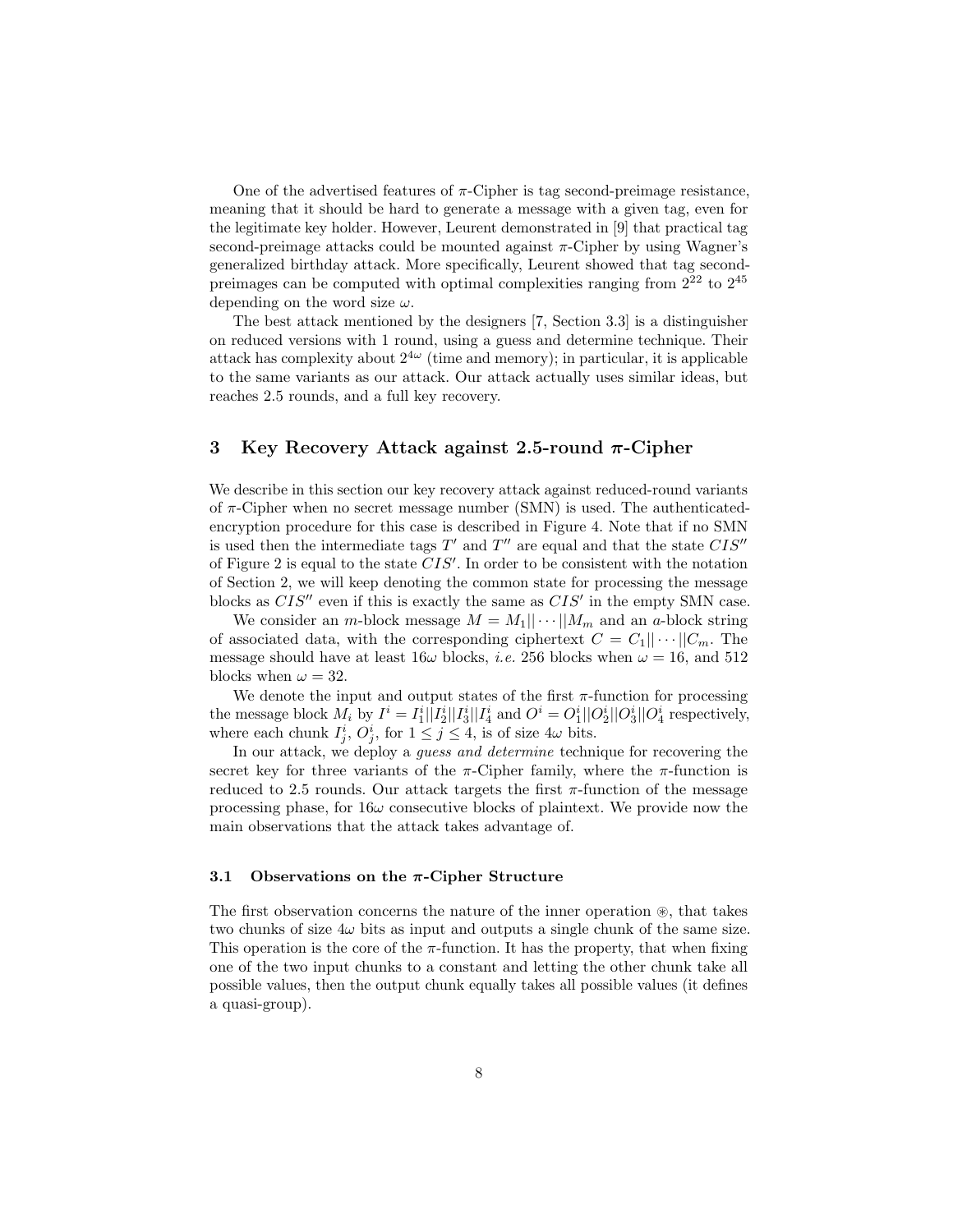One of the advertised features of $\pi$-Cipher is tag second-preimage resistance, meaning that it should be hard to generate a message with a given tag, even for the legitimate key holder. However, Leurent demonstrated in [9] that practical tag second-preimage attacks could be mounted against $\pi$-Cipher by using Wagner's generalized birthday attack. More specifically, Leurent showed that tag second-preimages can be computed with optimal complexities ranging from $2^{22}$ to $2^{45}$ depending on the word size $\omega$.

The best attack mentioned by the designers [7, Section 3.3] is a distinguisher on reduced versions with 1 round, using a guess and determine technique. Their attack has complexity about $2^{4\omega}$ (time and memory); in particular, it is applicable to the same variants as our attack. Our attack actually uses similar ideas, but reaches 2.5 rounds, and a full key recovery.

## 3 Key Recovery Attack against 2.5-round $\pi$-Cipher

We describe in this section our key recovery attack against reduced-round variants of $\pi$-Cipher when no secret message number (SMN) is used. The authenticated-encryption procedure for this case is described in Figure 4. Note that if no SMN is used then the intermediate tags $T'$ and $T''$ are equal and that the state $CIS''$ of Figure 2 is equal to the state $CIS'$. In order to be consistent with the notation of Section 2, we will keep denoting the common state for processing the message blocks as $CIS''$ even if this is exactly the same as $CIS'$ in the empty SMN case.

We consider an $m$-block message $M = M_1 || \cdots || M_m$ and an $a$-block string of associated data, with the corresponding ciphertext $C = C_1 || \cdots || C_m$. The message should have at least $16\omega$ blocks, *i.e.* 256 blocks when $\omega = 16$, and 512 blocks when $\omega = 32$.

We denote the input and output states of the first $\pi$-function for processing the message block $M_i$ by $I^i = I_1^i || I_2^i || I_3^i || I_4^i$ and $O^i = O_1^i || O_2^i || O_3^i || O_4^i$ respectively, where each chunk $I_j^i$, $O_j^i$, for $1 \leq j \leq 4$, is of size $4\omega$ bits.

In our attack, we deploy a *guess and determine* technique for recovering the secret key for three variants of the $\pi$-Cipher family, where the $\pi$-function is reduced to 2.5 rounds. Our attack targets the first $\pi$-function of the message processing phase, for $16\omega$ consecutive blocks of plaintext. We provide now the main observations that the attack takes advantage of.

### 3.1 Observations on the $\pi$-Cipher Structure

The first observation concerns the nature of the inner operation $\circledast$, that takes two chunks of size $4\omega$ bits as input and outputs a single chunk of the same size. This operation is the core of the $\pi$-function. It has the property, that when fixing one of the two input chunks to a constant and letting the other chunk take all possible values, then the output chunk equally takes all possible values (it defines a quasi-group).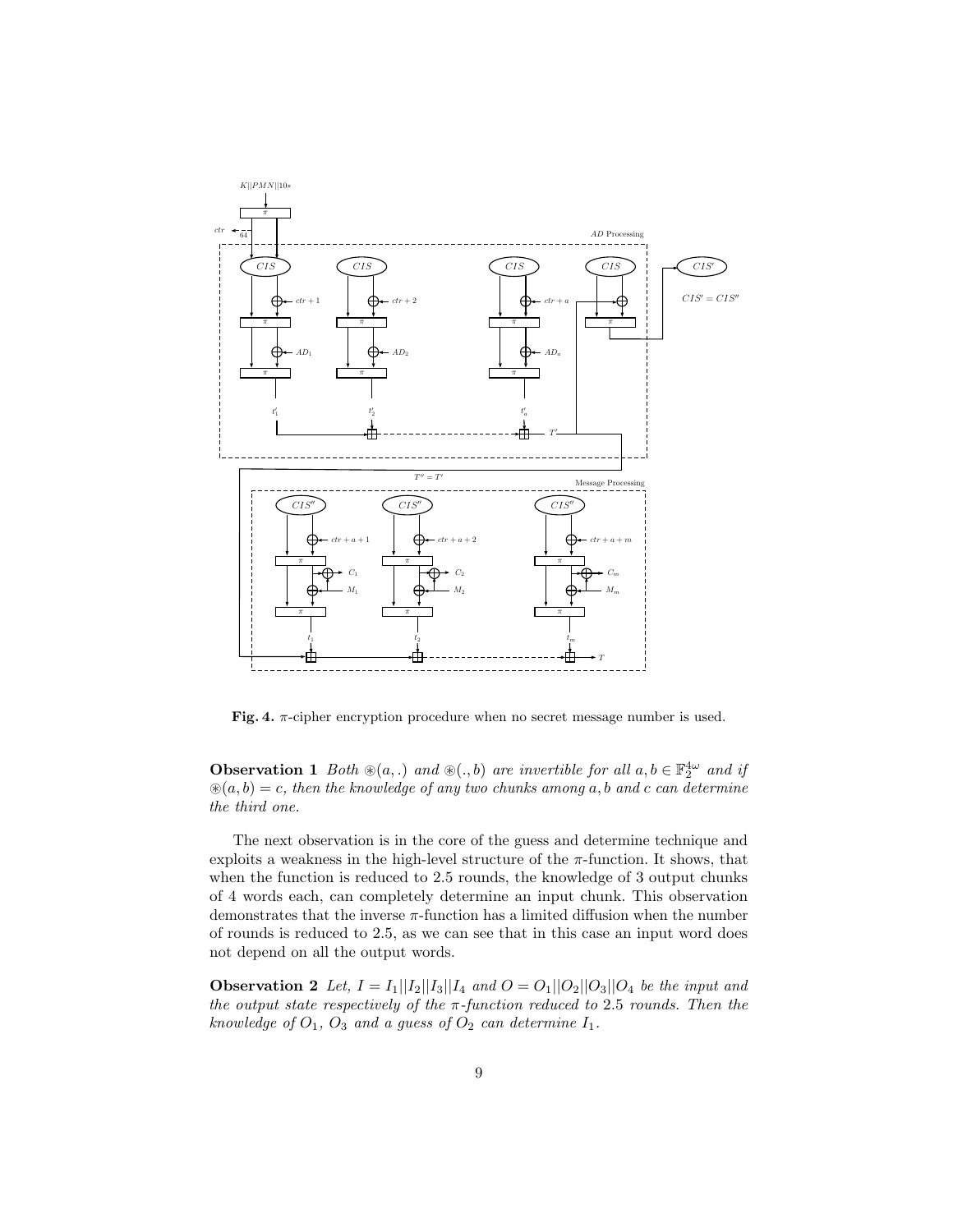**Fig. 4.** $\pi$-cipher encryption procedure when no secret message number is used.

**Observation 1** *Both $\circledast(a,.)$ and $\circledast(.,b)$ are invertible for all $a, b \in \mathbb{F}_2^{4\omega}$ and if $\circledast(a,b) = c$, then the knowledge of any two chunks among $a, b$ and $c$ can determine the third one.*

The next observation is in the core of the guess and determine technique and exploits a weakness in the high-level structure of the $\pi$-function. It shows, that when the function is reduced to 2.5 rounds, the knowledge of 3 output chunks of 4 words each, can completely determine an input chunk. This observation demonstrates that the inverse $\pi$-function has a limited diffusion when the number of rounds is reduced to 2.5, as we can see that in this case an input word does not depend on all the output words.

**Observation 2** *Let, $I = I_1||I_2||I_3||I_4$ and $O = O_1||O_2||O_3||O_4$ be the input and the output state respectively of the $\pi$-function reduced to 2.5 rounds. Then the knowledge of $O_1$, $O_3$ and a guess of $O_2$ can determine $I_1$.*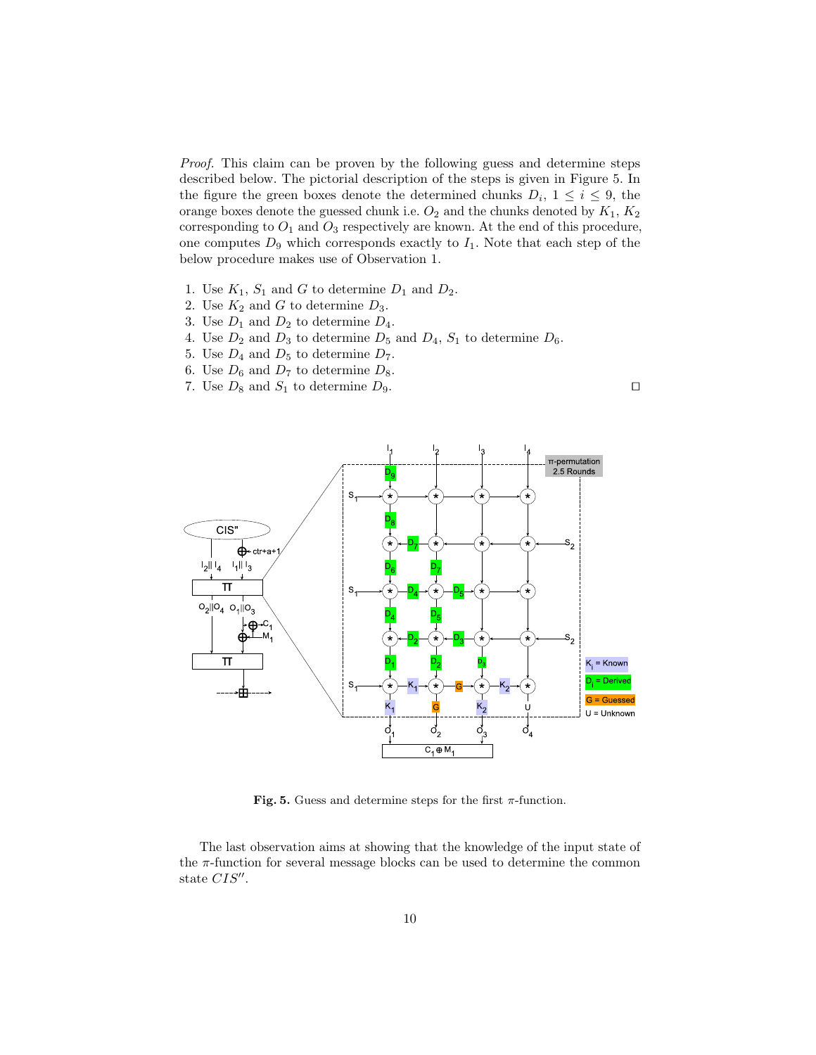*Proof.* This claim can be proven by the following guess and determine steps described below. The pictorial description of the steps is given in Figure 5. In the figure the green boxes denote the determined chunks $D_i$, $1 \leq i \leq 9$, the orange boxes denote the guessed chunk i.e. $O_2$ and the chunks denoted by $K_1$, $K_2$ corresponding to $O_1$ and $O_3$ respectively are known. At the end of this procedure, one computes $D_9$ which corresponds exactly to $I_1$. Note that each step of the below procedure makes use of Observation 1.

1. Use $K_1$, $S_1$ and $G$ to determine $D_1$ and $D_2$.
2. Use $K_2$ and $G$ to determine $D_3$.
3. Use $D_1$ and $D_2$ to determine $D_4$.
4. Use $D_2$ and $D_3$ to determine $D_5$ and $D_4$, $S_1$ to determine $D_6$.
5. Use $D_4$ and $D_5$ to determine $D_7$.
6. Use $D_6$ and $D_7$ to determine $D_8$.
7. Use $D_8$ and $S_1$ to determine $D_9$. □

**Fig. 5.** Guess and determine steps for the first $\pi$-function.

The last observation aims at showing that the knowledge of the input state of the $\pi$-function for several message blocks can be used to determine the common state $CIS''$.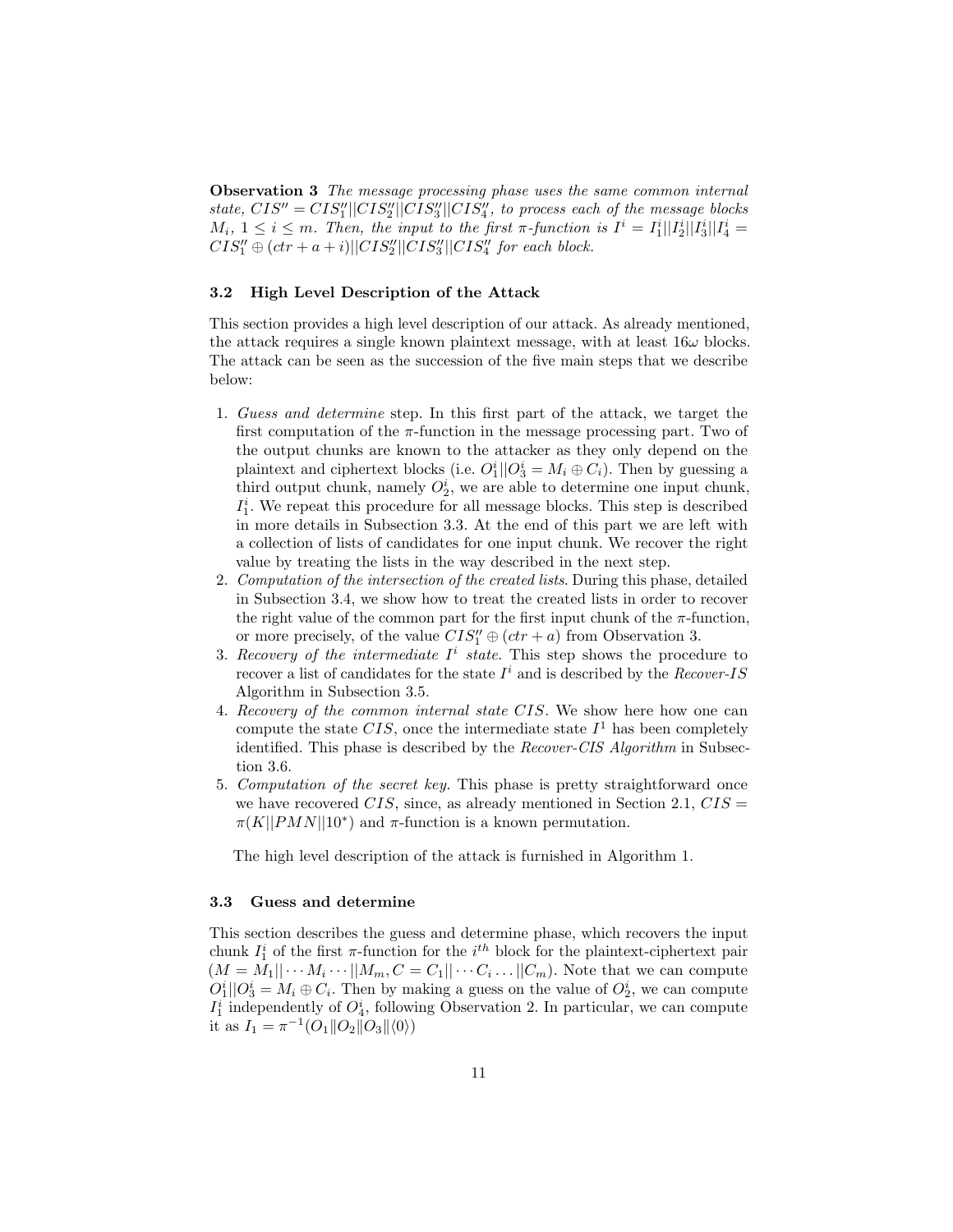**Observation 3** *The message processing phase uses the same common internal state, $CIS'' = CIS''_1||CIS''_2||CIS''_3||CIS''_4$, to process each of the message blocks $M_i$, $1 \leq i \leq m$. Then, the input to the first $\pi$-function is $I^i = I^i_1||I^i_2||I^i_3||I^i_4 = CIS''_1 \oplus (ctr + a + i)||CIS''_2||CIS''_3||CIS''_4$ for each block.*

### 3.2 High Level Description of the Attack

This section provides a high level description of our attack. As already mentioned, the attack requires a single known plaintext message, with at least $16\omega$ blocks. The attack can be seen as the succession of the five main steps that we describe below:

1. *Guess and determine* step. In this first part of the attack, we target the first computation of the $\pi$-function in the message processing part. Two of the output chunks are known to the attacker as they only depend on the plaintext and ciphertext blocks (i.e. $O^i_1||O^i_3 = M_i \oplus C_i$). Then by guessing a third output chunk, namely $O^i_2$, we are able to determine one input chunk, $I^i_1$. We repeat this procedure for all message blocks. This step is described in more details in Subsection 3.3. At the end of this part we are left with a collection of lists of candidates for one input chunk. We recover the right value by treating the lists in the way described in the next step.
2. *Computation of the intersection of the created lists*. During this phase, detailed in Subsection 3.4, we show how to treat the created lists in order to recover the right value of the common part for the first input chunk of the $\pi$-function, or more precisely, of the value $CIS''_1 \oplus (ctr + a)$ from Observation 3.
3. *Recovery of the intermediate $I^i$ state*. This step shows the procedure to recover a list of candidates for the state $I^i$ and is described by the *Recover-IS* Algorithm in Subsection 3.5.
4. *Recovery of the common internal state $CIS$*. We show here how one can compute the state $CIS$, once the intermediate state $I^1$ has been completely identified. This phase is described by the *Recover-CIS Algorithm* in Subsection 3.6.
5. *Computation of the secret key*. This phase is pretty straightforward once we have recovered $CIS$, since, as already mentioned in Section 2.1, $CIS = \pi(K||PMN||10^*)$ and $\pi$-function is a known permutation.

The high level description of the attack is furnished in Algorithm 1.

### 3.3 Guess and determine

This section describes the guess and determine phase, which recovers the input chunk $I^i_1$ of the first $\pi$-function for the $i^{th}$ block for the plaintext-ciphertext pair ($M = M_1|| \cdots M_i \cdots ||M_m, C = C_1|| \cdots C_i \ldots ||C_m$). Note that we can compute $O^i_1||O^i_3 = M_i \oplus C_i$. Then by making a guess on the value of $O^i_2$, we can compute $I^i_1$ independently of $O^i_4$, following Observation 2. In particular, we can compute it as $I_1 = \pi^{-1}(O_1\|O_2\|O_3\|\langle 0 \rangle)$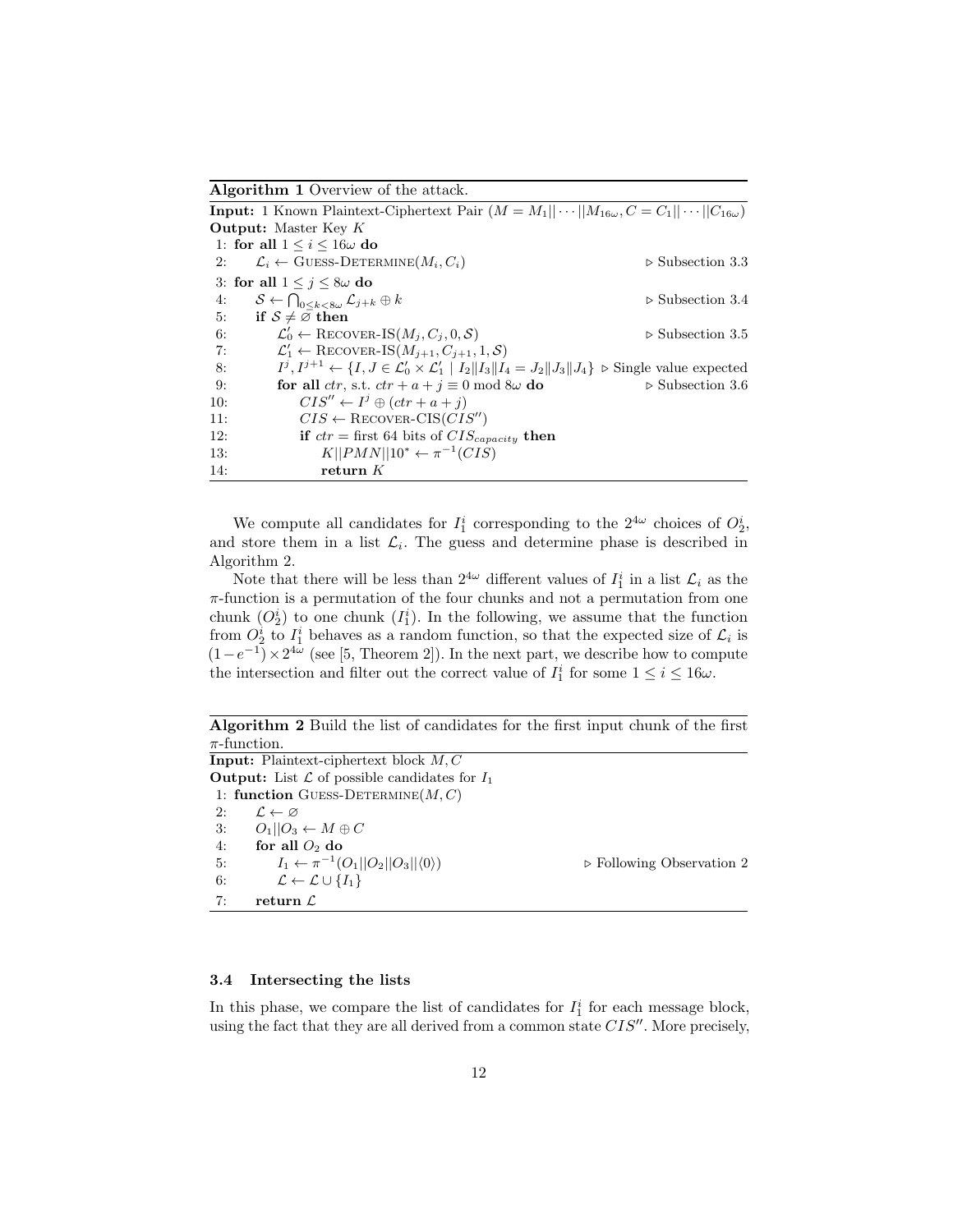**Algorithm 1** Overview of the attack.

---

**Input:** 1 Known Plaintext-Ciphertext Pair $(M = M_1||\cdots||M_{16\omega}, C = C_1||\cdots||C_{16\omega})$
**Output:** Master Key $K$

```
 1: for all 1 ≤ i ≤ 16ω do
 2:     L_i ← GUESS-DETERMINE(M_i, C_i)                          ▷ Subsection 3.3
 3: for all 1 ≤ j ≤ 8ω do
 4:     S ← ⋂_{0≤k<8ω} L_{j+k} ⊕ k                               ▷ Subsection 3.4
 5:     if S ≠ ∅ then
 6:         L'_0 ← RECOVER-IS(M_j, C_j, 0, S)                   ▷ Subsection 3.5
 7:         L'_1 ← RECOVER-IS(M_{j+1}, C_{j+1}, 1, S)
 8:         I^j, I^{j+1} ← {I, J ∈ L'_0 × L'_1 | I_2||I_3||I_4 = J_2||J_3||J_4}   ▷ Single value expected
 9:         for all ctr, s.t. ctr + a + j ≡ 0 mod 8ω do          ▷ Subsection 3.6
10:             CIS'' ← I^j ⊕ (ctr + a + j)
11:             CIS ← RECOVER-CIS(CIS'')
12:             if ctr = first 64 bits of CIS_capacity then
13:                 K||PMN||10* ← π^{-1}(CIS)
14:                 return K
```

---

We compute all candidates for $I_1^i$ corresponding to the $2^{4\omega}$ choices of $O_2^i$, and store them in a list $\mathcal{L}_i$. The guess and determine phase is described in Algorithm 2.

Note that there will be less than $2^{4\omega}$ different values of $I_1^i$ in a list $\mathcal{L}_i$ as the $\pi$-function is a permutation of the four chunks and not a permutation from one chunk ($O_2^i$) to one chunk ($I_1^i$). In the following, we assume that the function from $O_2^i$ to $I_1^i$ behaves as a random function, so that the expected size of $\mathcal{L}_i$ is $(1-e^{-1}) \times 2^{4\omega}$ (see [5, Theorem 2]). In the next part, we describe how to compute the intersection and filter out the correct value of $I_1^i$ for some $1 \leq i \leq 16\omega$.

**Algorithm 2** Build the list of candidates for the first input chunk of the first $\pi$-function.

---

**Input:** Plaintext-ciphertext block $M, C$
**Output:** List $\mathcal{L}$ of possible candidates for $I_1$

```
1: function GUESS-DETERMINE(M, C)
2:     L ← ∅
3:     O_1||O_3 ← M ⊕ C
4:     for all O_2 do
5:         I_1 ← π^{-1}(O_1||O_2||O_3||⟨0⟩)                    ▷ Following Observation 2
6:         L ← L ∪ {I_1}
7:     return L
```

---

### 3.4 Intersecting the lists

In this phase, we compare the list of candidates for $I_1^i$ for each message block, using the fact that they are all derived from a common state $CIS''$. More precisely,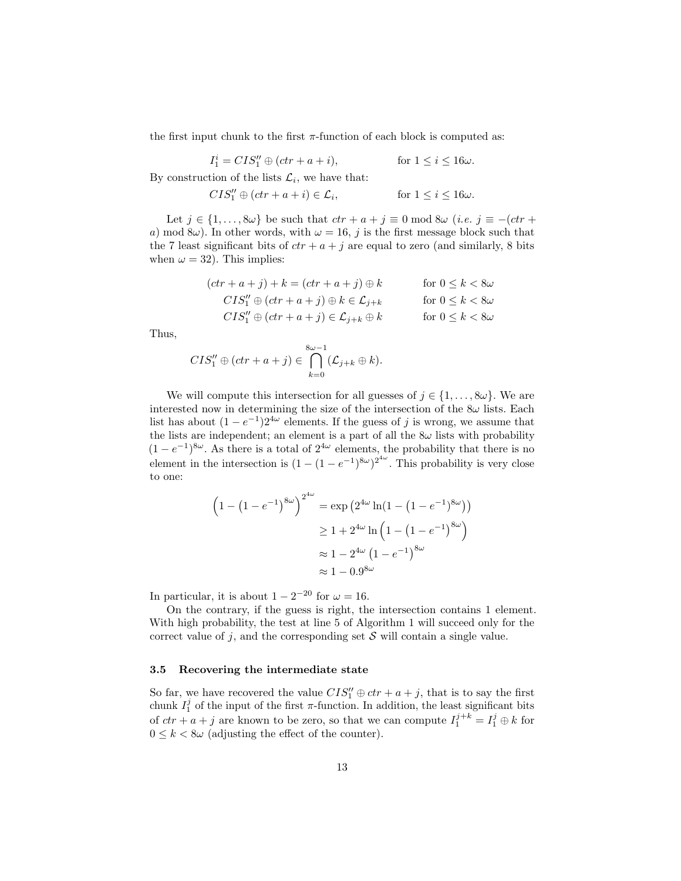the first input chunk to the first $\pi$-function of each block is computed as:

$$I_1^i = CIS_1'' \oplus (ctr + a + i), \qquad \text{for } 1 \le i \le 16\omega.$$

By construction of the lists $\mathcal{L}_i$, we have that:

$$CIS_1'' \oplus (ctr + a + i) \in \mathcal{L}_i, \qquad \text{for } 1 \le i \le 16\omega.$$

Let $j \in \{1, \ldots, 8\omega\}$ be such that $ctr + a + j \equiv 0 \bmod 8\omega$ (*i.e.* $j \equiv -(ctr + a) \bmod 8\omega$). In other words, with $\omega = 16$, $j$ is the first message block such that the 7 least significant bits of $ctr + a + j$ are equal to zero (and similarly, 8 bits when $\omega = 32$). This implies:

$$
\begin{aligned}
(ctr + a + j) + k &= (ctr + a + j) \oplus k && \text{for } 0 \le k < 8\omega \\
CIS_1'' \oplus (ctr + a + j) \oplus k &\in \mathcal{L}_{j+k} && \text{for } 0 \le k < 8\omega \\
CIS_1'' \oplus (ctr + a + j) &\in \mathcal{L}_{j+k} \oplus k && \text{for } 0 \le k < 8\omega
\end{aligned}
$$

Thus,

$$CIS_1'' \oplus (ctr + a + j) \in \bigcap_{k=0}^{8\omega-1} (\mathcal{L}_{j+k} \oplus k).$$

We will compute this intersection for all guesses of $j \in \{1, \ldots, 8\omega\}$. We are interested now in determining the size of the intersection of the $8\omega$ lists. Each list has about $(1 - e^{-1})2^{4\omega}$ elements. If the guess of $j$ is wrong, we assume that the lists are independent; an element is a part of all the $8\omega$ lists with probability $(1 - e^{-1})^{8\omega}$. As there is a total of $2^{4\omega}$ elements, the probability that there is no element in the intersection is $(1 - (1 - e^{-1})^{8\omega})^{2^{4\omega}}$. This probability is very close to one:

$$
\begin{aligned}
\left(1 - \left(1 - e^{-1}\right)^{8\omega}\right)^{2^{4\omega}} &= \exp\left(2^{4\omega} \ln(1 - \left(1 - e^{-1}\right)^{8\omega})\right) \\
&\ge 1 + 2^{4\omega} \ln\left(1 - \left(1 - e^{-1}\right)^{8\omega}\right) \\
&\approx 1 - 2^{4\omega}\left(1 - e^{-1}\right)^{8\omega} \\
&\approx 1 - 0.9^{8\omega}
\end{aligned}
$$

In particular, it is about $1 - 2^{-20}$ for $\omega = 16$.

On the contrary, if the guess is right, the intersection contains 1 element. With high probability, the test at line 5 of Algorithm 1 will succeed only for the correct value of $j$, and the corresponding set $\mathcal{S}$ will contain a single value.

### 3.5 Recovering the intermediate state

So far, we have recovered the value $CIS_1'' \oplus ctr + a + j$, that is to say the first chunk $I_1^j$ of the input of the first $\pi$-function. In addition, the least significant bits of $ctr + a + j$ are known to be zero, so that we can compute $I_1^{j+k} = I_1^j \oplus k$ for $0 \le k < 8\omega$ (adjusting the effect of the counter).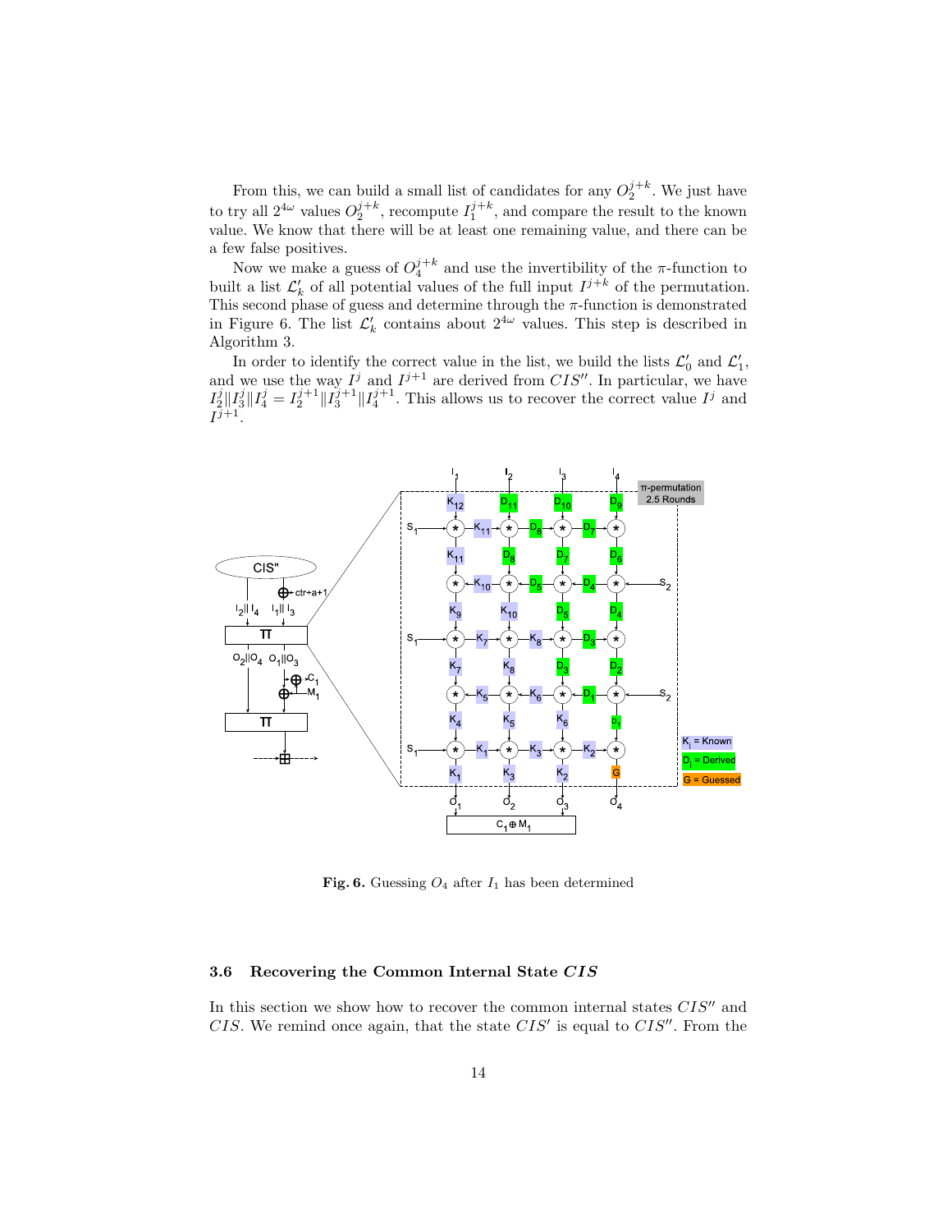From this, we can build a small list of candidates for any $O_2^{j+k}$. We just have to try all $2^{4\omega}$ values $O_2^{j+k}$, recompute $I_1^{j+k}$, and compare the result to the known value. We know that there will be at least one remaining value, and there can be a few false positives.

Now we make a guess of $O_4^{j+k}$ and use the invertibility of the $\pi$-function to built a list $\mathcal{L}'_k$ of all potential values of the full input $I^{j+k}$ of the permutation. This second phase of guess and determine through the $\pi$-function is demonstrated in Figure 6. The list $\mathcal{L}'_k$ contains about $2^{4\omega}$ values. This step is described in Algorithm 3.

In order to identify the correct value in the list, we build the lists $\mathcal{L}'_0$ and $\mathcal{L}'_1$, and we use the way $I^j$ and $I^{j+1}$ are derived from $CIS''$. In particular, we have $I_2^j \| I_3^j \| I_4^j = I_2^{j+1} \| I_3^{j+1} \| I_4^{j+1}$. This allows us to recover the correct value $I^j$ and $I^{j+1}$.

**Fig. 6.** Guessing $O_4$ after $I_1$ has been determined

### 3.6 Recovering the Common Internal State *CIS*

In this section we show how to recover the common internal states $CIS''$ and $CIS$. We remind once again, that the state $CIS'$ is equal to $CIS''$. From the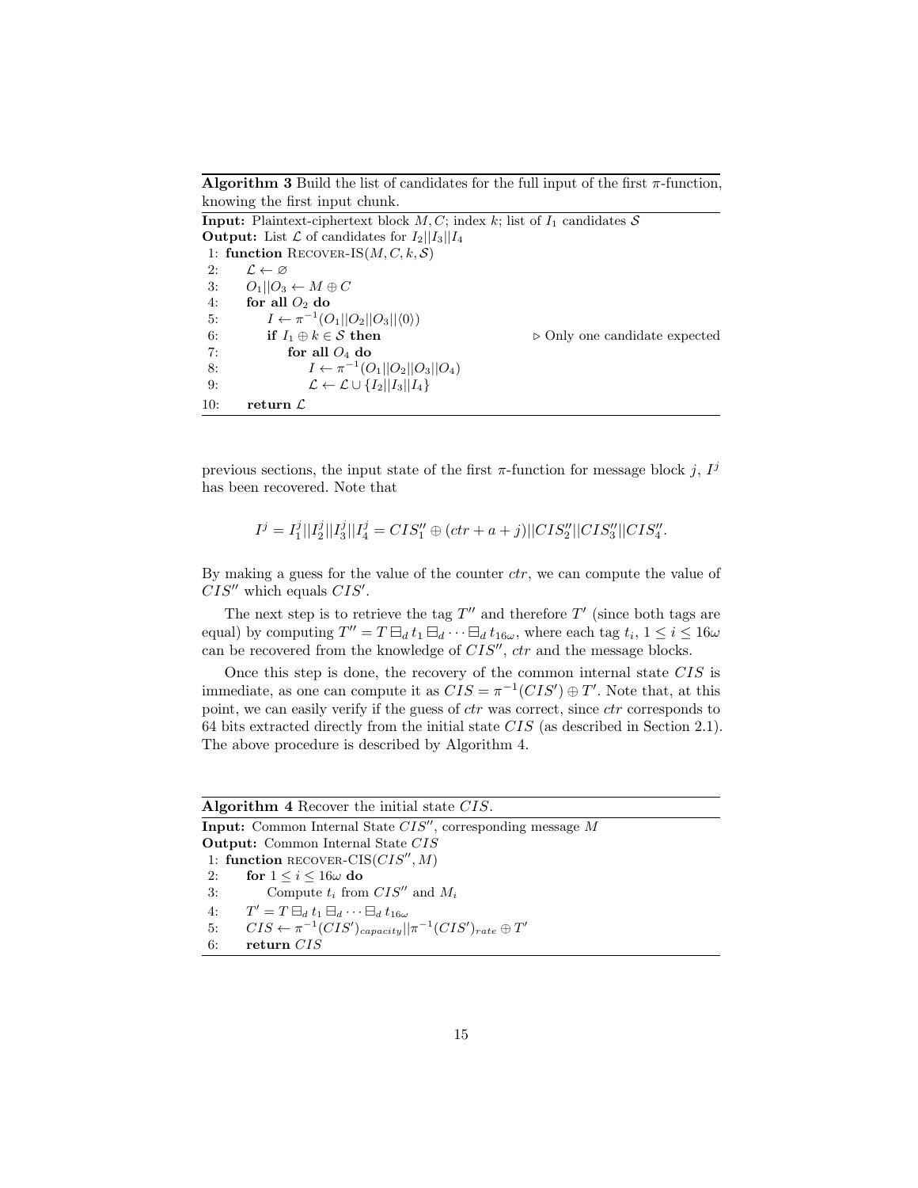**Algorithm 3** Build the list of candidates for the full input of the first $\pi$-function, knowing the first input chunk.

**Input:** Plaintext-ciphertext block $M, C$; index $k$; list of $I_1$ candidates $\mathcal{S}$
**Output:** List $\mathcal{L}$ of candidates for $I_2||I_3||I_4$

```
 1: function Recover-IS(M, C, k, S)
 2:     L ← ∅
 3:     O_1||O_3 ← M ⊕ C
 4:     for all O_2 do
 5:         I ← π^{-1}(O_1||O_2||O_3||⟨0⟩)
 6:         if I_1 ⊕ k ∈ S then                    ▷ Only one candidate expected
 7:             for all O_4 do
 8:                 I ← π^{-1}(O_1||O_2||O_3||O_4)
 9:                 L ← L ∪ {I_2||I_3||I_4}
10:     return L
```

previous sections, the input state of the first $\pi$-function for message block $j$, $I^j$ has been recovered. Note that

$$I^j = I_1^j||I_2^j||I_3^j||I_4^j = CIS''_1 \oplus (ctr + a + j)||CIS''_2||CIS''_3||CIS''_4.$$

By making a guess for the value of the counter $ctr$, we can compute the value of $CIS''$ which equals $CIS'$.

The next step is to retrieve the tag $T''$ and therefore $T'$ (since both tags are equal) by computing $T'' = T \boxminus_d t_1 \boxminus_d \cdots \boxminus_d t_{16\omega}$, where each tag $t_i$, $1 \leq i \leq 16\omega$ can be recovered from the knowledge of $CIS''$, $ctr$ and the message blocks.

Once this step is done, the recovery of the common internal state $CIS$ is immediate, as one can compute it as $CIS = \pi^{-1}(CIS') \oplus T'$. Note that, at this point, we can easily verify if the guess of $ctr$ was correct, since $ctr$ corresponds to 64 bits extracted directly from the initial state $CIS$ (as described in Section 2.1). The above procedure is described by Algorithm 4.

**Algorithm 4** Recover the initial state $CIS$.

**Input:** Common Internal State $CIS''$, corresponding message $M$
**Output:** Common Internal State $CIS$

```
1: function recover-CIS(CIS'', M)
2:     for 1 ≤ i ≤ 16ω do
3:         Compute t_i from CIS'' and M_i
4:     T' = T ⊟_d t_1 ⊟_d ··· ⊟_d t_{16ω}
5:     CIS ← π^{-1}(CIS')_{capacity}||π^{-1}(CIS')_{rate} ⊕ T'
6:     return CIS
```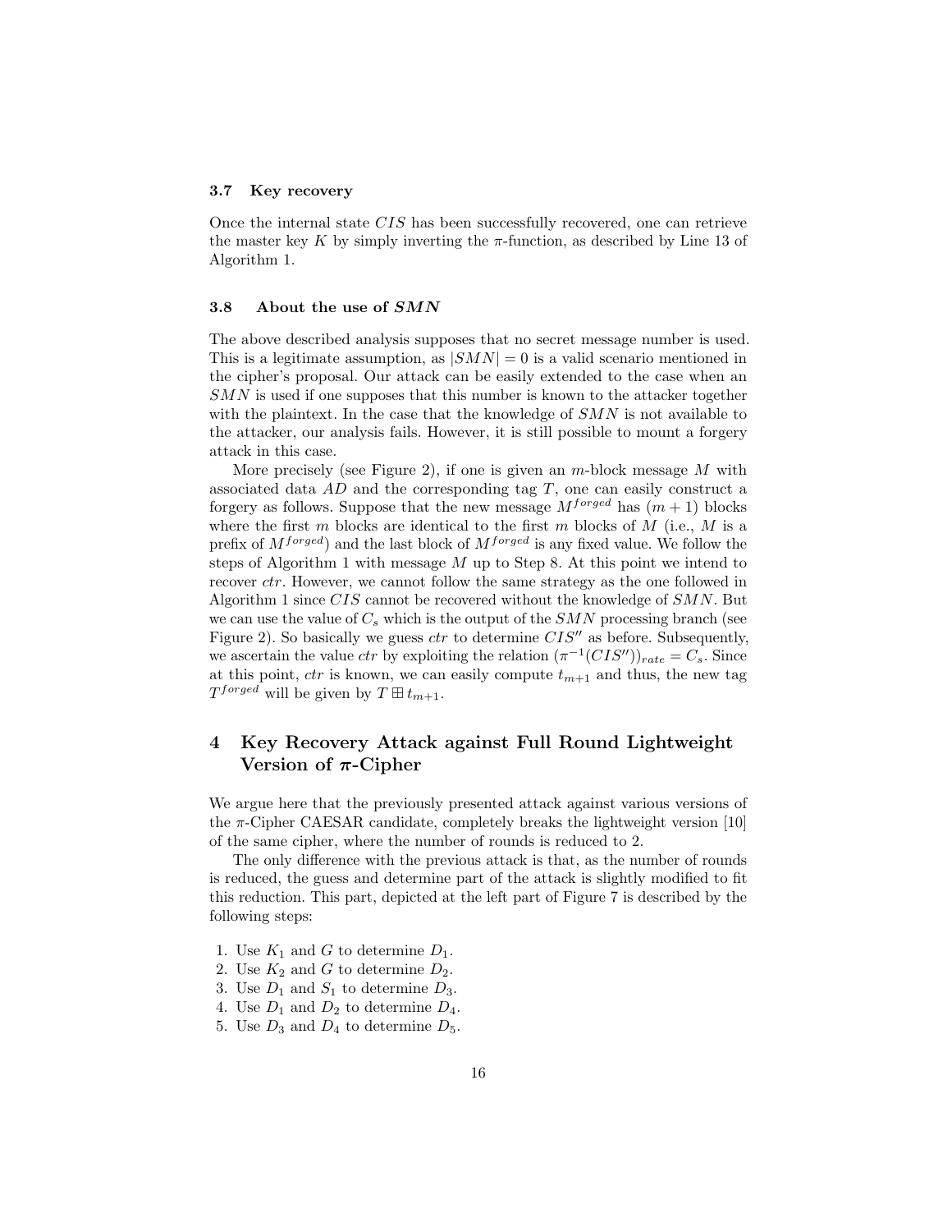### 3.7 Key recovery

Once the internal state $CIS$ has been successfully recovered, one can retrieve the master key $K$ by simply inverting the $\pi$-function, as described by Line 13 of Algorithm 1.

### 3.8 About the use of $SMN$

The above described analysis supposes that no secret message number is used. This is a legitimate assumption, as $|SMN| = 0$ is a valid scenario mentioned in the cipher's proposal. Our attack can be easily extended to the case when an $SMN$ is used if one supposes that this number is known to the attacker together with the plaintext. In the case that the knowledge of $SMN$ is not available to the attacker, our analysis fails. However, it is still possible to mount a forgery attack in this case.

More precisely (see Figure 2), if one is given an $m$-block message $M$ with associated data $AD$ and the corresponding tag $T$, one can easily construct a forgery as follows. Suppose that the new message $M^{forged}$ has $(m+1)$ blocks where the first $m$ blocks are identical to the first $m$ blocks of $M$ (i.e., $M$ is a prefix of $M^{forged}$) and the last block of $M^{forged}$ is any fixed value. We follow the steps of Algorithm 1 with message $M$ up to Step 8. At this point we intend to recover $ctr$. However, we cannot follow the same strategy as the one followed in Algorithm 1 since $CIS$ cannot be recovered without the knowledge of $SMN$. But we can use the value of $C_s$ which is the output of the $SMN$ processing branch (see Figure 2). So basically we guess $ctr$ to determine $CIS''$ as before. Subsequently, we ascertain the value $ctr$ by exploiting the relation $(\pi^{-1}(CIS''))_{rate} = C_s$. Since at this point, $ctr$ is known, we can easily compute $t_{m+1}$ and thus, the new tag $T^{forged}$ will be given by $T \boxplus t_{m+1}$.

## 4 Key Recovery Attack against Full Round Lightweight Version of $\pi$-Cipher

We argue here that the previously presented attack against various versions of the $\pi$-Cipher CAESAR candidate, completely breaks the lightweight version [10] of the same cipher, where the number of rounds is reduced to 2.

The only difference with the previous attack is that, as the number of rounds is reduced, the guess and determine part of the attack is slightly modified to fit this reduction. This part, depicted at the left part of Figure 7 is described by the following steps:

1. Use $K_1$ and $G$ to determine $D_1$.
2. Use $K_2$ and $G$ to determine $D_2$.
3. Use $D_1$ and $S_1$ to determine $D_3$.
4. Use $D_1$ and $D_2$ to determine $D_4$.
5. Use $D_3$ and $D_4$ to determine $D_5$.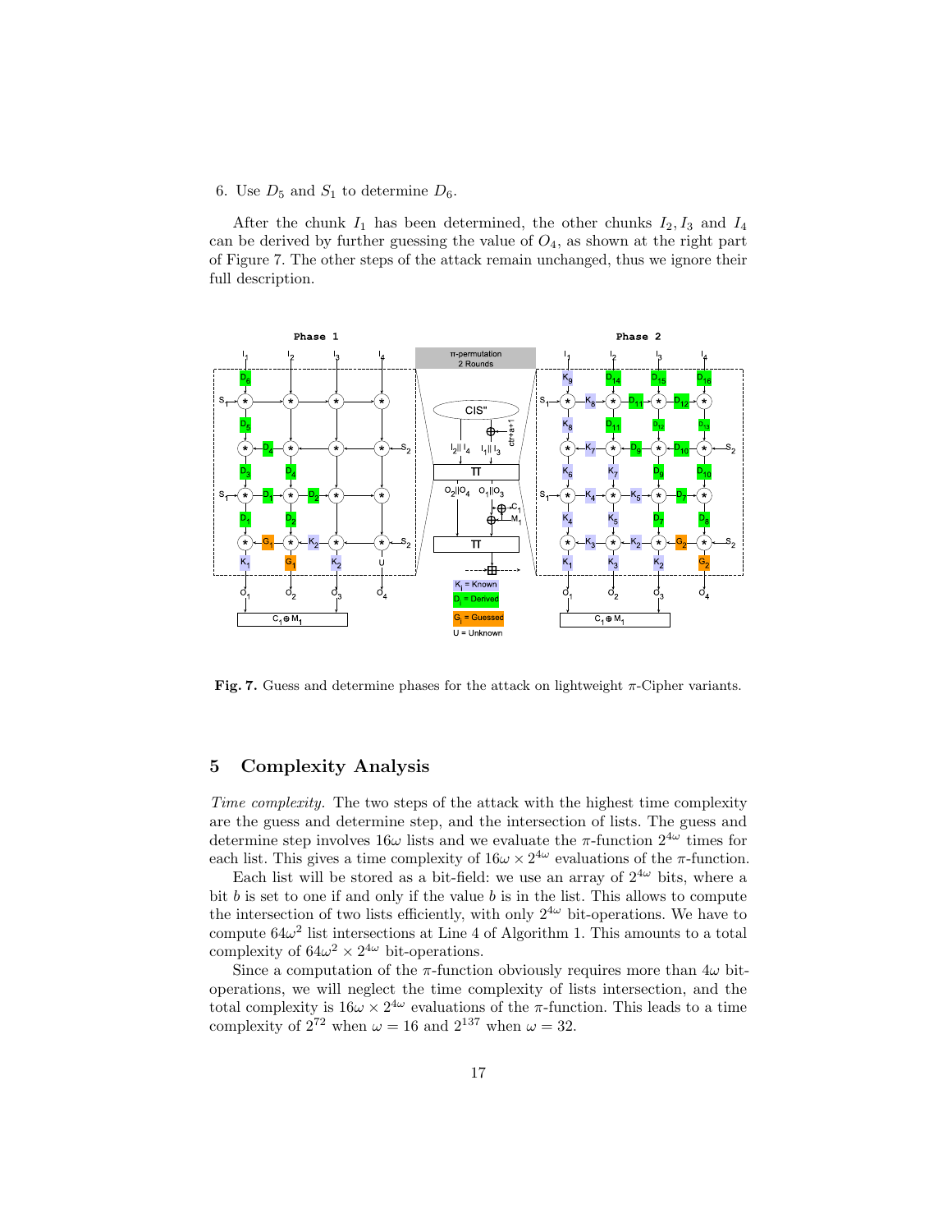6. Use $D_5$ and $S_1$ to determine $D_6$.

After the chunk $I_1$ has been determined, the other chunks $I_2, I_3$ and $I_4$ can be derived by further guessing the value of $O_4$, as shown at the right part of Figure 7. The other steps of the attack remain unchanged, thus we ignore their full description.

**Fig. 7.** Guess and determine phases for the attack on lightweight $\pi$-Cipher variants.

## 5 Complexity Analysis

*Time complexity.* The two steps of the attack with the highest time complexity are the guess and determine step, and the intersection of lists. The guess and determine step involves $16\omega$ lists and we evaluate the $\pi$-function $2^{4\omega}$ times for each list. This gives a time complexity of $16\omega \times 2^{4\omega}$ evaluations of the $\pi$-function.

Each list will be stored as a bit-field: we use an array of $2^{4\omega}$ bits, where a bit $b$ is set to one if and only if the value $b$ is in the list. This allows to compute the intersection of two lists efficiently, with only $2^{4\omega}$ bit-operations. We have to compute $64\omega^2$ list intersections at Line 4 of Algorithm 1. This amounts to a total complexity of $64\omega^2 \times 2^{4\omega}$ bit-operations.

Since a computation of the $\pi$-function obviously requires more than $4\omega$ bit-operations, we will neglect the time complexity of lists intersection, and the total complexity is $16\omega \times 2^{4\omega}$ evaluations of the $\pi$-function. This leads to a time complexity of $2^{72}$ when $\omega = 16$ and $2^{137}$ when $\omega = 32$.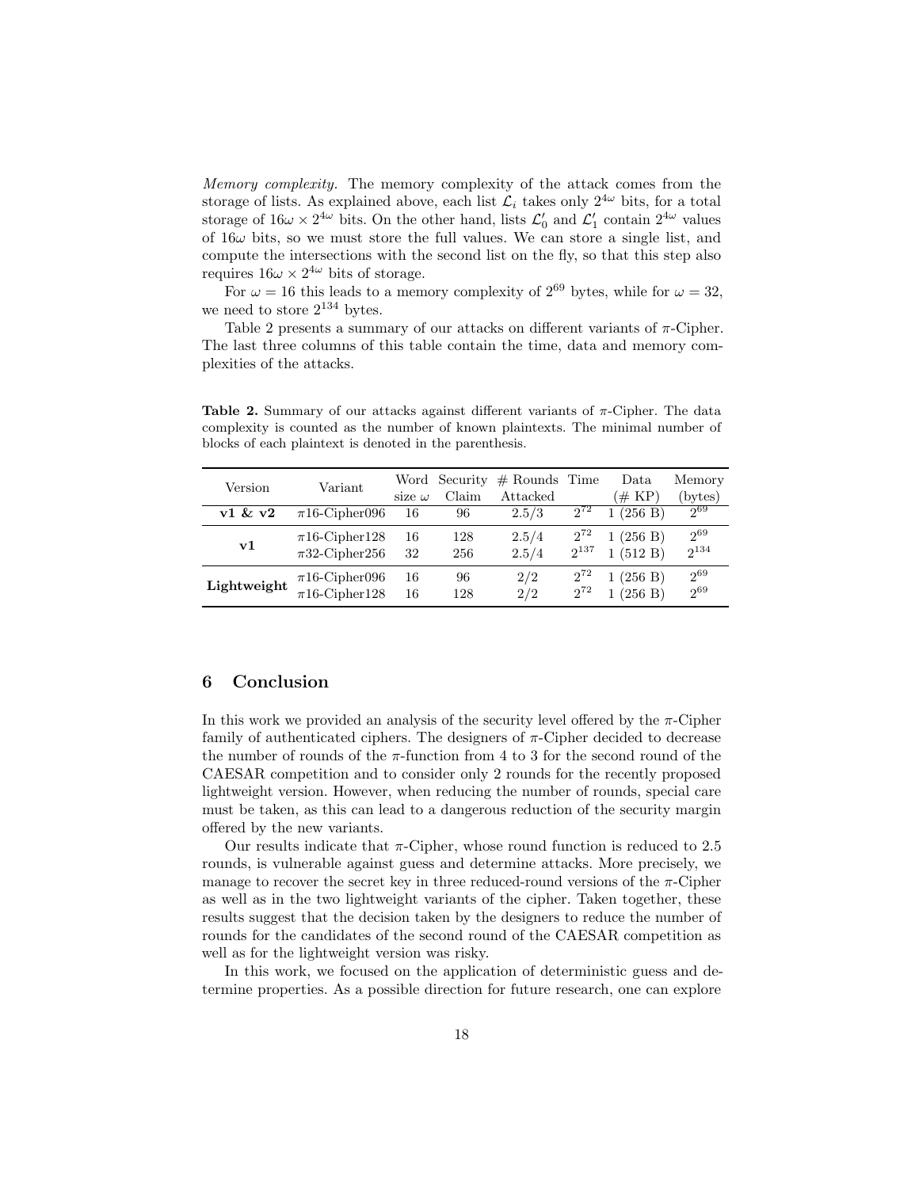*Memory complexity.* The memory complexity of the attack comes from the storage of lists. As explained above, each list $\mathcal{L}_i$ takes only $2^{4\omega}$ bits, for a total storage of $16\omega \times 2^{4\omega}$ bits. On the other hand, lists $\mathcal{L}'_0$ and $\mathcal{L}'_1$ contain $2^{4\omega}$ values of $16\omega$ bits, so we must store the full values. We can store a single list, and compute the intersections with the second list on the fly, so that this step also requires $16\omega \times 2^{4\omega}$ bits of storage.

For $\omega = 16$ this leads to a memory complexity of $2^{69}$ bytes, while for $\omega = 32$, we need to store $2^{134}$ bytes.

Table 2 presents a summary of our attacks on different variants of $\pi$-Cipher. The last three columns of this table contain the time, data and memory complexities of the attacks.

**Table 2.** Summary of our attacks against different variants of $\pi$-Cipher. The data complexity is counted as the number of known plaintexts. The minimal number of blocks of each plaintext is denoted in the parenthesis.

| Version | Variant | Word size $\omega$ | Security Claim | # Rounds Attacked | Time | Data (# KP) | Memory (bytes) |
|---|---|---|---|---|---|---|---|
| **v1 & v2** | $\pi$16-Cipher096 | 16 | 96 | 2.5/3 | $2^{72}$ | 1 (256 B) | $2^{69}$ |
| **v1** | $\pi$16-Cipher128 | 16 | 128 | 2.5/4 | $2^{72}$ | 1 (256 B) | $2^{69}$ |
| | $\pi$32-Cipher256 | 32 | 256 | 2.5/4 | $2^{137}$ | 1 (512 B) | $2^{134}$ |
| **Lightweight** | $\pi$16-Cipher096 | 16 | 96 | 2/2 | $2^{72}$ | 1 (256 B) | $2^{69}$ |
| | $\pi$16-Cipher128 | 16 | 128 | 2/2 | $2^{72}$ | 1 (256 B) | $2^{69}$ |

## 6 Conclusion

In this work we provided an analysis of the security level offered by the $\pi$-Cipher family of authenticated ciphers. The designers of $\pi$-Cipher decided to decrease the number of rounds of the $\pi$-function from 4 to 3 for the second round of the CAESAR competition and to consider only 2 rounds for the recently proposed lightweight version. However, when reducing the number of rounds, special care must be taken, as this can lead to a dangerous reduction of the security margin offered by the new variants.

Our results indicate that $\pi$-Cipher, whose round function is reduced to 2.5 rounds, is vulnerable against guess and determine attacks. More precisely, we manage to recover the secret key in three reduced-round versions of the $\pi$-Cipher as well as in the two lightweight variants of the cipher. Taken together, these results suggest that the decision taken by the designers to reduce the number of rounds for the candidates of the second round of the CAESAR competition as well as for the lightweight version was risky.

In this work, we focused on the application of deterministic guess and determine properties. As a possible direction for future research, one can explore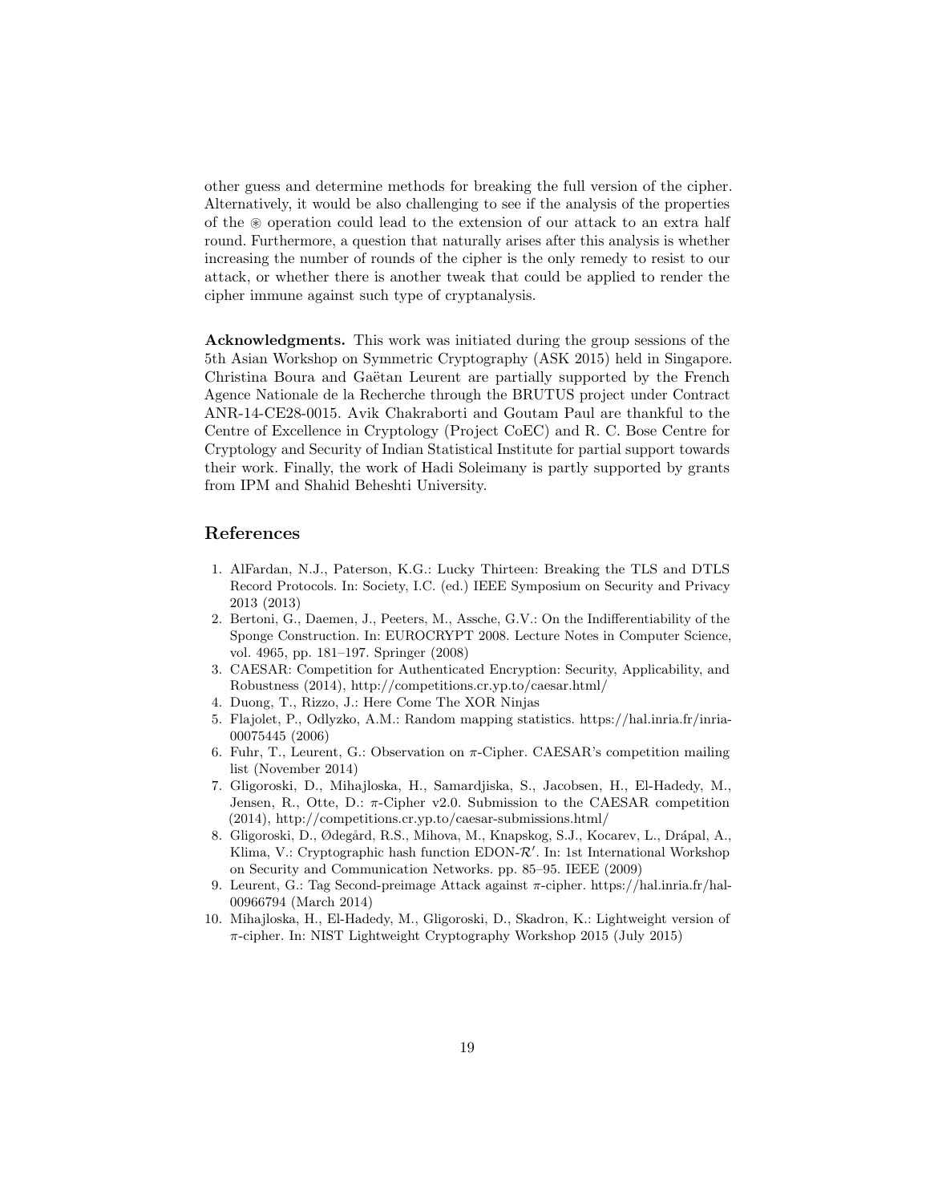other guess and determine methods for breaking the full version of the cipher. Alternatively, it would be also challenging to see if the analysis of the properties of the $\circledast$ operation could lead to the extension of our attack to an extra half round. Furthermore, a question that naturally arises after this analysis is whether increasing the number of rounds of the cipher is the only remedy to resist to our attack, or whether there is another tweak that could be applied to render the cipher immune against such type of cryptanalysis.

**Acknowledgments.** This work was initiated during the group sessions of the 5th Asian Workshop on Symmetric Cryptography (ASK 2015) held in Singapore. Christina Boura and Gaëtan Leurent are partially supported by the French Agence Nationale de la Recherche through the BRUTUS project under Contract ANR-14-CE28-0015. Avik Chakraborti and Goutam Paul are thankful to the Centre of Excellence in Cryptology (Project CoEC) and R. C. Bose Centre for Cryptology and Security of Indian Statistical Institute for partial support towards their work. Finally, the work of Hadi Soleimany is partly supported by grants from IPM and Shahid Beheshti University.

## References

1. AlFardan, N.J., Paterson, K.G.: Lucky Thirteen: Breaking the TLS and DTLS Record Protocols. In: Society, I.C. (ed.) IEEE Symposium on Security and Privacy 2013 (2013)
2. Bertoni, G., Daemen, J., Peeters, M., Assche, G.V.: On the Indifferentiability of the Sponge Construction. In: EUROCRYPT 2008. Lecture Notes in Computer Science, vol. 4965, pp. 181–197. Springer (2008)
3. CAESAR: Competition for Authenticated Encryption: Security, Applicability, and Robustness (2014), http://competitions.cr.yp.to/caesar.html/
4. Duong, T., Rizzo, J.: Here Come The XOR Ninjas
5. Flajolet, P., Odlyzko, A.M.: Random mapping statistics. https://hal.inria.fr/inria-00075445 (2006)
6. Fuhr, T., Leurent, G.: Observation on $\pi$-Cipher. CAESAR's competition mailing list (November 2014)
7. Gligoroski, D., Mihajloska, H., Samardjiska, S., Jacobsen, H., El-Hadedy, M., Jensen, R., Otte, D.: $\pi$-Cipher v2.0. Submission to the CAESAR competition (2014), http://competitions.cr.yp.to/caesar-submissions.html/
8. Gligoroski, D., Ødegård, R.S., Mihova, M., Knapskog, S.J., Kocarev, L., Drápal, A., Klima, V.: Cryptographic hash function EDON-$\mathcal{R}'$. In: 1st International Workshop on Security and Communication Networks. pp. 85–95. IEEE (2009)
9. Leurent, G.: Tag Second-preimage Attack against $\pi$-cipher. https://hal.inria.fr/hal-00966794 (March 2014)
10. Mihajloska, H., El-Hadedy, M., Gligoroski, D., Skadron, K.: Lightweight version of $\pi$-cipher. In: NIST Lightweight Cryptography Workshop 2015 (July 2015)